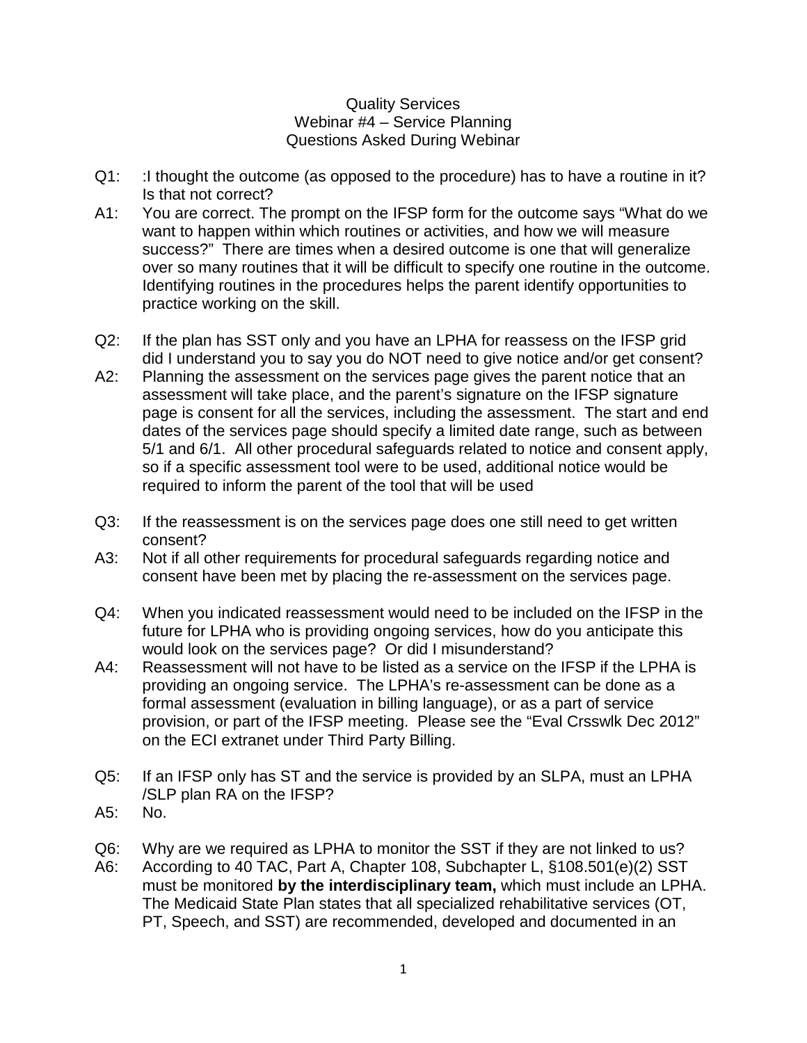Quality Services
Webinar #4 – Service Planning
Questions Asked During Webinar

Q1: :I thought the outcome (as opposed to the procedure) has to have a routine in it? Is that not correct?

A1: You are correct. The prompt on the IFSP form for the outcome says "What do we want to happen within which routines or activities, and how we will measure success?" There are times when a desired outcome is one that will generalize over so many routines that it will be difficult to specify one routine in the outcome. Identifying routines in the procedures helps the parent identify opportunities to practice working on the skill.

Q2: If the plan has SST only and you have an LPHA for reassess on the IFSP grid did I understand you to say you do NOT need to give notice and/or get consent?

A2: Planning the assessment on the services page gives the parent notice that an assessment will take place, and the parent's signature on the IFSP signature page is consent for all the services, including the assessment. The start and end dates of the services page should specify a limited date range, such as between 5/1 and 6/1. All other procedural safeguards related to notice and consent apply, so if a specific assessment tool were to be used, additional notice would be required to inform the parent of the tool that will be used

Q3: If the reassessment is on the services page does one still need to get written consent?

A3: Not if all other requirements for procedural safeguards regarding notice and consent have been met by placing the re-assessment on the services page.

Q4: When you indicated reassessment would need to be included on the IFSP in the future for LPHA who is providing ongoing services, how do you anticipate this would look on the services page? Or did I misunderstand?

A4: Reassessment will not have to be listed as a service on the IFSP if the LPHA is providing an ongoing service. The LPHA's re-assessment can be done as a formal assessment (evaluation in billing language), or as a part of service provision, or part of the IFSP meeting. Please see the "Eval Crsswlk Dec 2012" on the ECI extranet under Third Party Billing.

Q5: If an IFSP only has ST and the service is provided by an SLPA, must an LPHA /SLP plan RA on the IFSP?

A5: No.

Q6: Why are we required as LPHA to monitor the SST if they are not linked to us?

A6: According to 40 TAC, Part A, Chapter 108, Subchapter L, §108.501(e)(2) SST must be monitored **by the interdisciplinary team,** which must include an LPHA. The Medicaid State Plan states that all specialized rehabilitative services (OT, PT, Speech, and SST) are recommended, developed and documented in an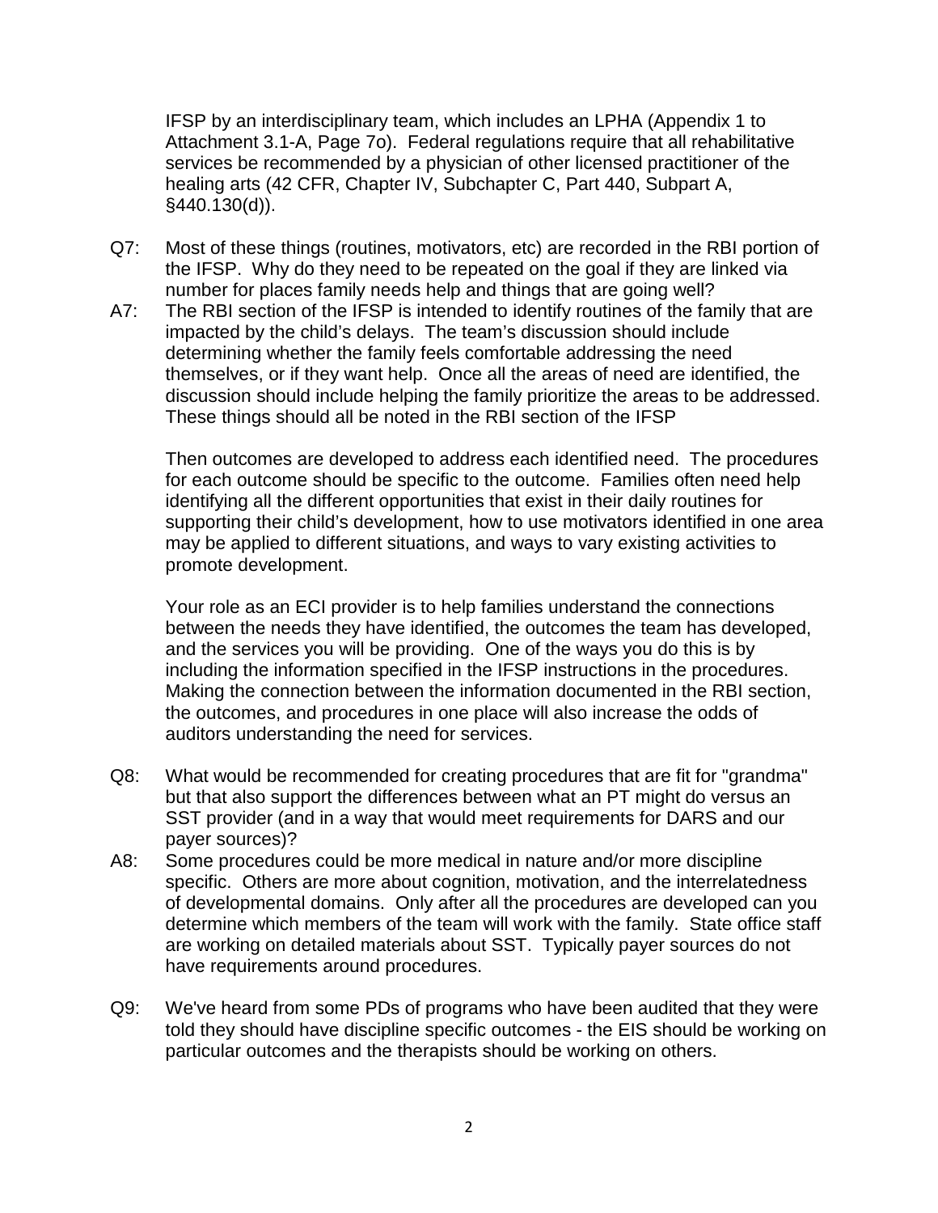IFSP by an interdisciplinary team, which includes an LPHA (Appendix 1 to Attachment 3.1-A, Page 7o). Federal regulations require that all rehabilitative services be recommended by a physician of other licensed practitioner of the healing arts (42 CFR, Chapter IV, Subchapter C, Part 440, Subpart A, §440.130(d)).

Q7: Most of these things (routines, motivators, etc) are recorded in the RBI portion of the IFSP. Why do they need to be repeated on the goal if they are linked via number for places family needs help and things that are going well?

A7: The RBI section of the IFSP is intended to identify routines of the family that are impacted by the child's delays. The team's discussion should include determining whether the family feels comfortable addressing the need themselves, or if they want help. Once all the areas of need are identified, the discussion should include helping the family prioritize the areas to be addressed. These things should all be noted in the RBI section of the IFSP

Then outcomes are developed to address each identified need. The procedures for each outcome should be specific to the outcome. Families often need help identifying all the different opportunities that exist in their daily routines for supporting their child's development, how to use motivators identified in one area may be applied to different situations, and ways to vary existing activities to promote development.

Your role as an ECI provider is to help families understand the connections between the needs they have identified, the outcomes the team has developed, and the services you will be providing. One of the ways you do this is by including the information specified in the IFSP instructions in the procedures. Making the connection between the information documented in the RBI section, the outcomes, and procedures in one place will also increase the odds of auditors understanding the need for services.

Q8: What would be recommended for creating procedures that are fit for "grandma" but that also support the differences between what an PT might do versus an SST provider (and in a way that would meet requirements for DARS and our payer sources)?

A8: Some procedures could be more medical in nature and/or more discipline specific. Others are more about cognition, motivation, and the interrelatedness of developmental domains. Only after all the procedures are developed can you determine which members of the team will work with the family. State office staff are working on detailed materials about SST. Typically payer sources do not have requirements around procedures.

Q9: We've heard from some PDs of programs who have been audited that they were told they should have discipline specific outcomes - the EIS should be working on particular outcomes and the therapists should be working on others.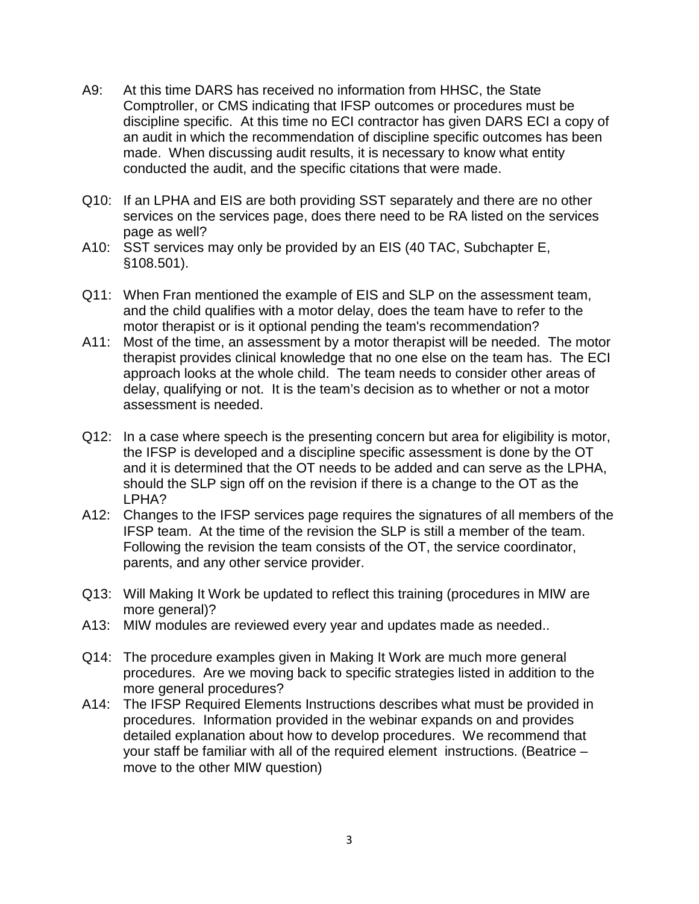A9: At this time DARS has received no information from HHSC, the State Comptroller, or CMS indicating that IFSP outcomes or procedures must be discipline specific. At this time no ECI contractor has given DARS ECI a copy of an audit in which the recommendation of discipline specific outcomes has been made. When discussing audit results, it is necessary to know what entity conducted the audit, and the specific citations that were made.

Q10: If an LPHA and EIS are both providing SST separately and there are no other services on the services page, does there need to be RA listed on the services page as well?

A10: SST services may only be provided by an EIS (40 TAC, Subchapter E, §108.501).

Q11: When Fran mentioned the example of EIS and SLP on the assessment team, and the child qualifies with a motor delay, does the team have to refer to the motor therapist or is it optional pending the team's recommendation?

A11: Most of the time, an assessment by a motor therapist will be needed. The motor therapist provides clinical knowledge that no one else on the team has. The ECI approach looks at the whole child. The team needs to consider other areas of delay, qualifying or not. It is the team's decision as to whether or not a motor assessment is needed.

Q12: In a case where speech is the presenting concern but area for eligibility is motor, the IFSP is developed and a discipline specific assessment is done by the OT and it is determined that the OT needs to be added and can serve as the LPHA, should the SLP sign off on the revision if there is a change to the OT as the LPHA?

A12: Changes to the IFSP services page requires the signatures of all members of the IFSP team. At the time of the revision the SLP is still a member of the team. Following the revision the team consists of the OT, the service coordinator, parents, and any other service provider.

Q13: Will Making It Work be updated to reflect this training (procedures in MIW are more general)?

A13: MIW modules are reviewed every year and updates made as needed..

Q14: The procedure examples given in Making It Work are much more general procedures. Are we moving back to specific strategies listed in addition to the more general procedures?

A14: The IFSP Required Elements Instructions describes what must be provided in procedures. Information provided in the webinar expands on and provides detailed explanation about how to develop procedures. We recommend that your staff be familiar with all of the required element instructions. (Beatrice – move to the other MIW question)